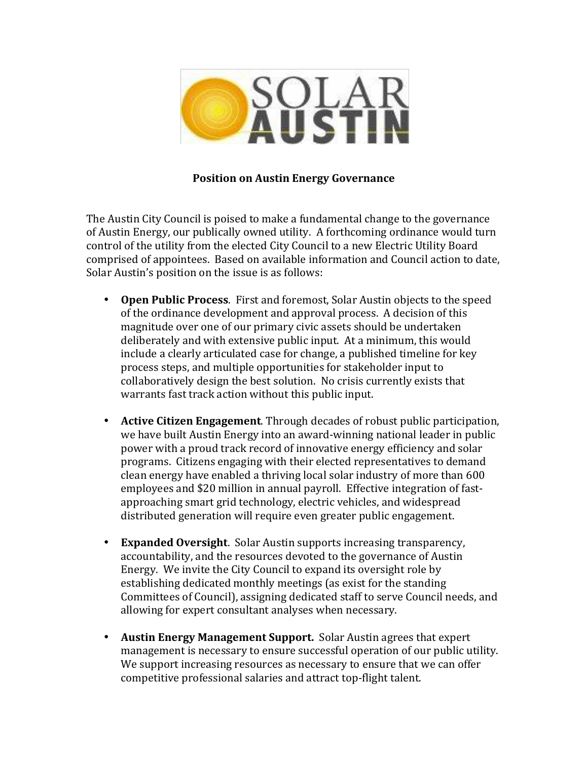# Position on Austin Energy Governance

The Austin City Council is poised to make a fundamental change to the governance of Austin Energy, our publically owned utility. A forthcoming ordinance would turn control of the utility from the elected City Council to a new Electric Utility Board comprised of appointees. Based on available information and Council action to date, Solar Austin's position on the issue is as follows:

- **Open Public Process**. First and foremost, Solar Austin objects to the speed of the ordinance development and approval process. A decision of this magnitude over one of our primary civic assets should be undertaken deliberately and with extensive public input. At a minimum, this would include a clearly articulated case for change, a published timeline for key process steps, and multiple opportunities for stakeholder input to collaboratively design the best solution. No crisis currently exists that warrants fast track action without this public input.

- **Active Citizen Engagement**. Through decades of robust public participation, we have built Austin Energy into an award-winning national leader in public power with a proud track record of innovative energy efficiency and solar programs. Citizens engaging with their elected representatives to demand clean energy have enabled a thriving local solar industry of more than 600 employees and $20 million in annual payroll. Effective integration of fast-approaching smart grid technology, electric vehicles, and widespread distributed generation will require even greater public engagement.

- **Expanded Oversight**. Solar Austin supports increasing transparency, accountability, and the resources devoted to the governance of Austin Energy. We invite the City Council to expand its oversight role by establishing dedicated monthly meetings (as exist for the standing Committees of Council), assigning dedicated staff to serve Council needs, and allowing for expert consultant analyses when necessary.

- **Austin Energy Management Support.** Solar Austin agrees that expert management is necessary to ensure successful operation of our public utility. We support increasing resources as necessary to ensure that we can offer competitive professional salaries and attract top-flight talent.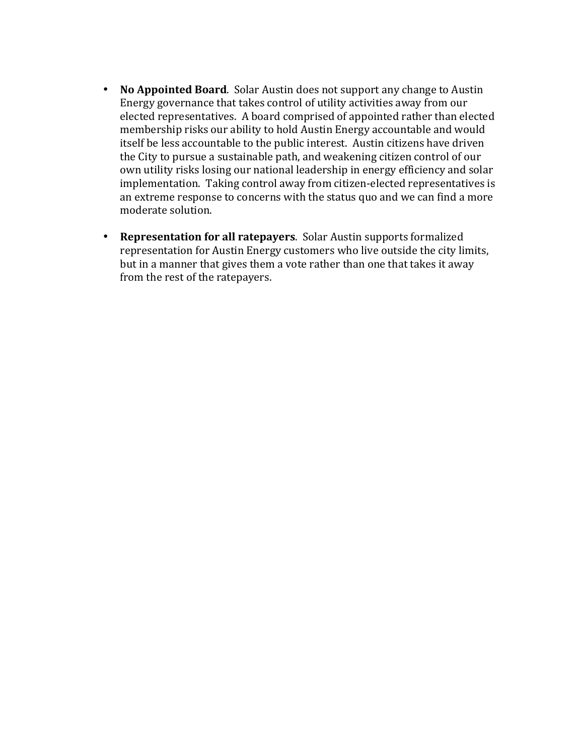- **No Appointed Board**. Solar Austin does not support any change to Austin Energy governance that takes control of utility activities away from our elected representatives. A board comprised of appointed rather than elected membership risks our ability to hold Austin Energy accountable and would itself be less accountable to the public interest. Austin citizens have driven the City to pursue a sustainable path, and weakening citizen control of our own utility risks losing our national leadership in energy efficiency and solar implementation. Taking control away from citizen-elected representatives is an extreme response to concerns with the status quo and we can find a more moderate solution.

- **Representation for all ratepayers**. Solar Austin supports formalized representation for Austin Energy customers who live outside the city limits, but in a manner that gives them a vote rather than one that takes it away from the rest of the ratepayers.